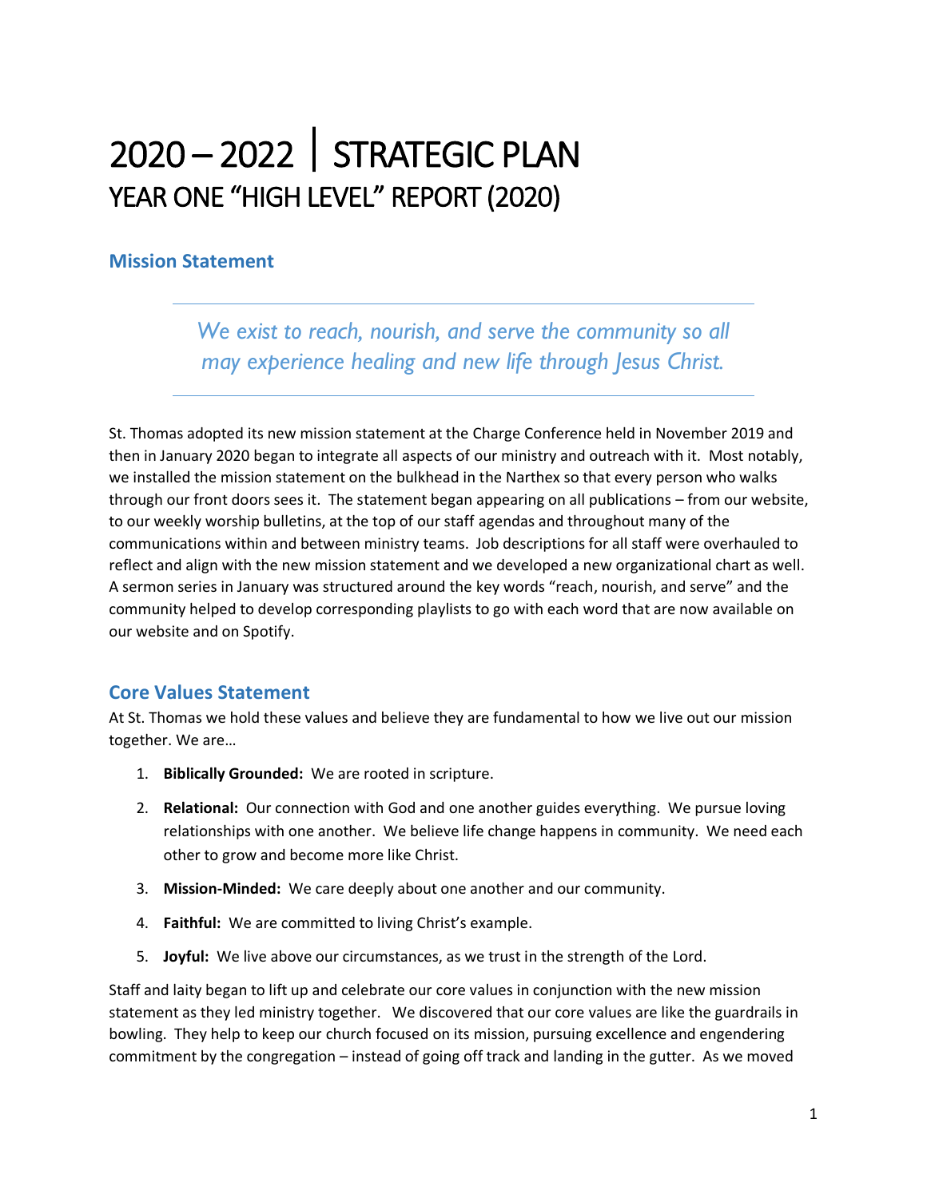# 2020 – 2022 | STRATEGIC PLAN
## YEAR ONE "HIGH LEVEL" REPORT (2020)

### Mission Statement

---

*We exist to reach, nourish, and serve the community so all may experience healing and new life through Jesus Christ.*

---

St. Thomas adopted its new mission statement at the Charge Conference held in November 2019 and then in January 2020 began to integrate all aspects of our ministry and outreach with it. Most notably, we installed the mission statement on the bulkhead in the Narthex so that every person who walks through our front doors sees it. The statement began appearing on all publications – from our website, to our weekly worship bulletins, at the top of our staff agendas and throughout many of the communications within and between ministry teams. Job descriptions for all staff were overhauled to reflect and align with the new mission statement and we developed a new organizational chart as well. A sermon series in January was structured around the key words "reach, nourish, and serve" and the community helped to develop corresponding playlists to go with each word that are now available on our website and on Spotify.

### Core Values Statement

At St. Thomas we hold these values and believe they are fundamental to how we live out our mission together. We are…

1. **Biblically Grounded:** We are rooted in scripture.
2. **Relational:** Our connection with God and one another guides everything. We pursue loving relationships with one another. We believe life change happens in community. We need each other to grow and become more like Christ.
3. **Mission-Minded:** We care deeply about one another and our community.
4. **Faithful:** We are committed to living Christ's example.
5. **Joyful:** We live above our circumstances, as we trust in the strength of the Lord.

Staff and laity began to lift up and celebrate our core values in conjunction with the new mission statement as they led ministry together. We discovered that our core values are like the guardrails in bowling. They help to keep our church focused on its mission, pursuing excellence and engendering commitment by the congregation – instead of going off track and landing in the gutter. As we moved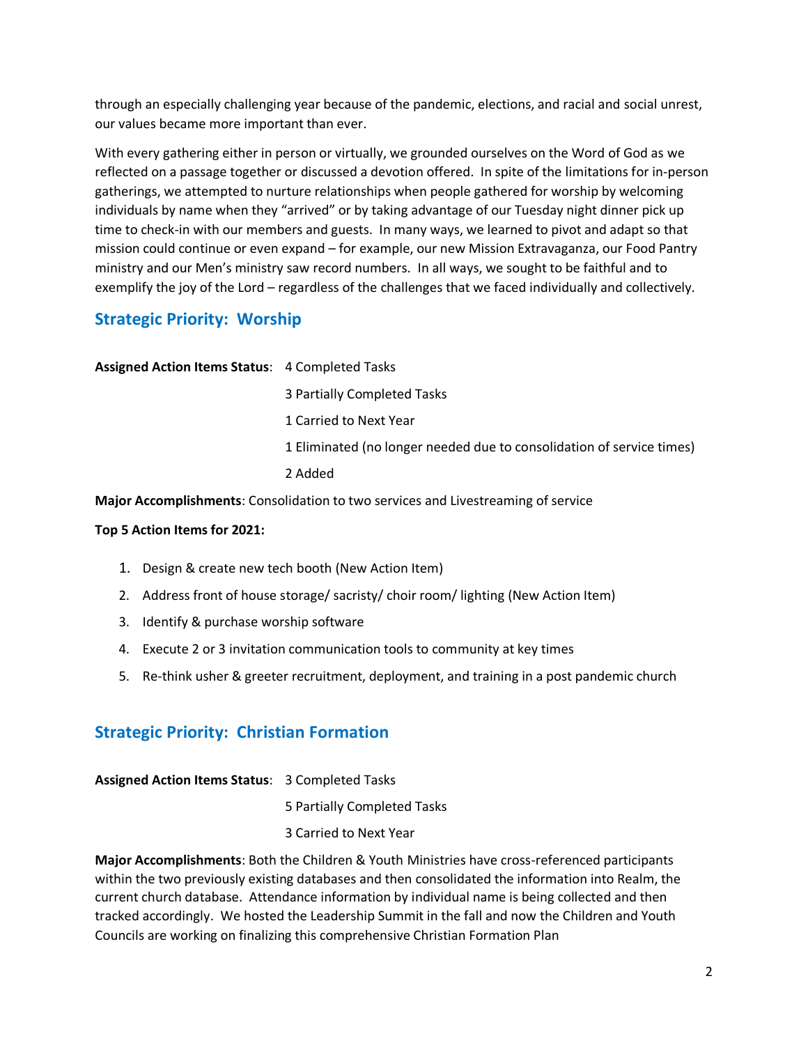through an especially challenging year because of the pandemic, elections, and racial and social unrest, our values became more important than ever.

With every gathering either in person or virtually, we grounded ourselves on the Word of God as we reflected on a passage together or discussed a devotion offered. In spite of the limitations for in-person gatherings, we attempted to nurture relationships when people gathered for worship by welcoming individuals by name when they "arrived" or by taking advantage of our Tuesday night dinner pick up time to check-in with our members and guests. In many ways, we learned to pivot and adapt so that mission could continue or even expand – for example, our new Mission Extravaganza, our Food Pantry ministry and our Men's ministry saw record numbers. In all ways, we sought to be faithful and to exemplify the joy of the Lord – regardless of the challenges that we faced individually and collectively.

## Strategic Priority: Worship

**Assigned Action Items Status**: 4 Completed Tasks

3 Partially Completed Tasks

1 Carried to Next Year

1 Eliminated (no longer needed due to consolidation of service times)

2 Added

**Major Accomplishments**: Consolidation to two services and Livestreaming of service

**Top 5 Action Items for 2021:**

1. Design & create new tech booth (New Action Item)
2. Address front of house storage/ sacristy/ choir room/ lighting (New Action Item)
3. Identify & purchase worship software
4. Execute 2 or 3 invitation communication tools to community at key times
5. Re-think usher & greeter recruitment, deployment, and training in a post pandemic church

## Strategic Priority: Christian Formation

**Assigned Action Items Status**: 3 Completed Tasks

5 Partially Completed Tasks

3 Carried to Next Year

**Major Accomplishments**: Both the Children & Youth Ministries have cross-referenced participants within the two previously existing databases and then consolidated the information into Realm, the current church database. Attendance information by individual name is being collected and then tracked accordingly. We hosted the Leadership Summit in the fall and now the Children and Youth Councils are working on finalizing this comprehensive Christian Formation Plan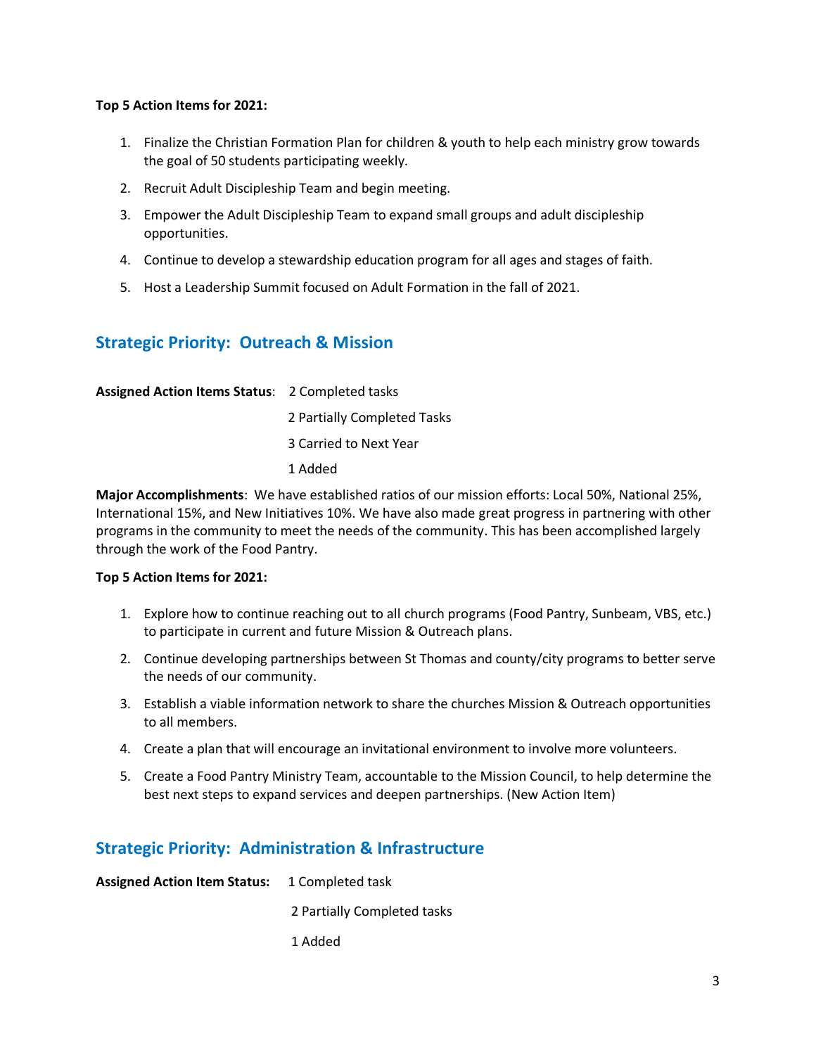**Top 5 Action Items for 2021:**

1. Finalize the Christian Formation Plan for children & youth to help each ministry grow towards the goal of 50 students participating weekly.
2. Recruit Adult Discipleship Team and begin meeting.
3. Empower the Adult Discipleship Team to expand small groups and adult discipleship opportunities.
4. Continue to develop a stewardship education program for all ages and stages of faith.
5. Host a Leadership Summit focused on Adult Formation in the fall of 2021.

## Strategic Priority: Outreach & Mission

**Assigned Action Items Status**: 2 Completed tasks
2 Partially Completed Tasks
3 Carried to Next Year
1 Added

**Major Accomplishments**: We have established ratios of our mission efforts: Local 50%, National 25%, International 15%, and New Initiatives 10%. We have also made great progress in partnering with other programs in the community to meet the needs of the community. This has been accomplished largely through the work of the Food Pantry.

**Top 5 Action Items for 2021:**

1. Explore how to continue reaching out to all church programs (Food Pantry, Sunbeam, VBS, etc.) to participate in current and future Mission & Outreach plans.
2. Continue developing partnerships between St Thomas and county/city programs to better serve the needs of our community.
3. Establish a viable information network to share the churches Mission & Outreach opportunities to all members.
4. Create a plan that will encourage an invitational environment to involve more volunteers.
5. Create a Food Pantry Ministry Team, accountable to the Mission Council, to help determine the best next steps to expand services and deepen partnerships. (New Action Item)

## Strategic Priority: Administration & Infrastructure

**Assigned Action Item Status:** 1 Completed task
2 Partially Completed tasks
1 Added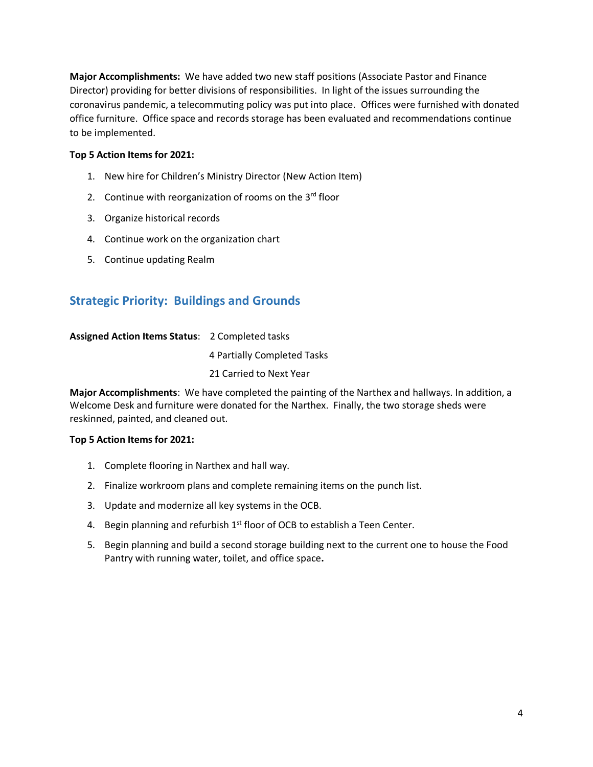**Major Accomplishments:** We have added two new staff positions (Associate Pastor and Finance Director) providing for better divisions of responsibilities. In light of the issues surrounding the coronavirus pandemic, a telecommuting policy was put into place. Offices were furnished with donated office furniture. Office space and records storage has been evaluated and recommendations continue to be implemented.

**Top 5 Action Items for 2021:**

1. New hire for Children's Ministry Director (New Action Item)
2. Continue with reorganization of rooms on the 3rd floor
3. Organize historical records
4. Continue work on the organization chart
5. Continue updating Realm

## Strategic Priority: Buildings and Grounds

**Assigned Action Items Status**: 2 Completed tasks
4 Partially Completed Tasks
21 Carried to Next Year

**Major Accomplishments**: We have completed the painting of the Narthex and hallways. In addition, a Welcome Desk and furniture were donated for the Narthex. Finally, the two storage sheds were reskinned, painted, and cleaned out.

**Top 5 Action Items for 2021:**

1. Complete flooring in Narthex and hall way.
2. Finalize workroom plans and complete remaining items on the punch list.
3. Update and modernize all key systems in the OCB.
4. Begin planning and refurbish 1st floor of OCB to establish a Teen Center.
5. Begin planning and build a second storage building next to the current one to house the Food Pantry with running water, toilet, and office space**.**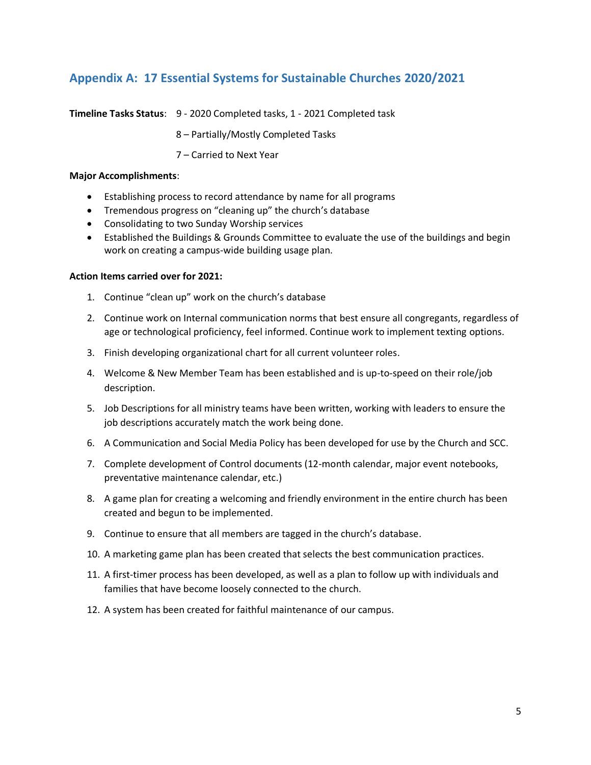## Appendix A: 17 Essential Systems for Sustainable Churches 2020/2021

**Timeline Tasks Status**: 9 - 2020 Completed tasks, 1 - 2021 Completed task

8 – Partially/Mostly Completed Tasks

7 – Carried to Next Year

**Major Accomplishments**:

- Establishing process to record attendance by name for all programs
- Tremendous progress on "cleaning up" the church's database
- Consolidating to two Sunday Worship services
- Established the Buildings & Grounds Committee to evaluate the use of the buildings and begin work on creating a campus-wide building usage plan.

**Action Items carried over for 2021:**

1. Continue "clean up" work on the church's database
2. Continue work on Internal communication norms that best ensure all congregants, regardless of age or technological proficiency, feel informed. Continue work to implement texting options.
3. Finish developing organizational chart for all current volunteer roles.
4. Welcome & New Member Team has been established and is up-to-speed on their role/job description.
5. Job Descriptions for all ministry teams have been written, working with leaders to ensure the job descriptions accurately match the work being done.
6. A Communication and Social Media Policy has been developed for use by the Church and SCC.
7. Complete development of Control documents (12-month calendar, major event notebooks, preventative maintenance calendar, etc.)
8. A game plan for creating a welcoming and friendly environment in the entire church has been created and begun to be implemented.
9. Continue to ensure that all members are tagged in the church's database.
10. A marketing game plan has been created that selects the best communication practices.
11. A first-timer process has been developed, as well as a plan to follow up with individuals and families that have become loosely connected to the church.
12. A system has been created for faithful maintenance of our campus.